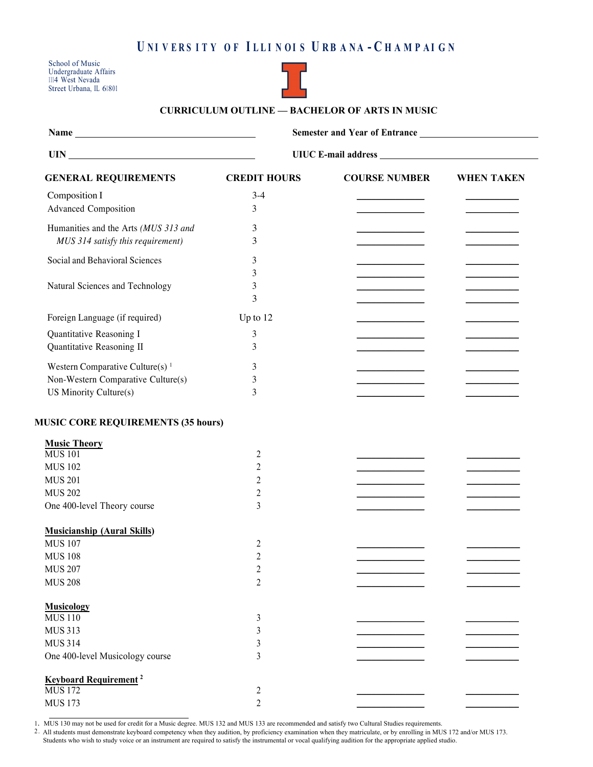# UNIVERSITY OF ILLINOIS URBANA-CHAMPAIGN

School of Music
Undergraduate Affairs
1114 West Nevada
Street Urbana, IL 61801

## CURRICULUM OUTLINE — BACHELOR OF ARTS IN MUSIC

**Name** ______________________ **Semester and Year of Entrance** ______________________

**UIN** ______________________ **UIUC E-mail address** ______________________

| GENERAL REQUIREMENTS | CREDIT HOURS | COURSE NUMBER | WHEN TAKEN |
|---|---|---|---|
| Composition I | 3-4 | | |
| Advanced Composition | 3 | | |
| Humanities and the Arts *(MUS 313 and* | 3 | | |
| *MUS 314 satisfy this requirement)* | 3 | | |
| Social and Behavioral Sciences | 3 | | |
| | 3 | | |
| Natural Sciences and Technology | 3 | | |
| | 3 | | |
| Foreign Language (if required) | Up to 12 | | |
| Quantitative Reasoning I | 3 | | |
| Quantitative Reasoning II | 3 | | |
| Western Comparative Culture(s) [1] | 3 | | |
| Non-Western Comparative Culture(s) | 3 | | |
| US Minority Culture(s) | 3 | | |

### MUSIC CORE REQUIREMENTS (35 hours)

| | CREDIT HOURS | COURSE NUMBER | WHEN TAKEN |
|---|---|---|---|
| **Music Theory** | | | |
| MUS 101 | 2 | | |
| MUS 102 | 2 | | |
| MUS 201 | 2 | | |
| MUS 202 | 2 | | |
| One 400-level Theory course | 3 | | |
| **Musicianship (Aural Skills)** | | | |
| MUS 107 | 2 | | |
| MUS 108 | 2 | | |
| MUS 207 | 2 | | |
| MUS 208 | 2 | | |
| **Musicology** | | | |
| MUS 110 | 3 | | |
| MUS 313 | 3 | | |
| MUS 314 | 3 | | |
| One 400-level Musicology course | 3 | | |
| **Keyboard Requirement [2]** | | | |
| MUS 172 | 2 | | |
| MUS 173 | 2 | | |

1. MUS 130 may not be used for credit for a Music degree. MUS 132 and MUS 133 are recommended and satisfy two Cultural Studies requirements.
2. All students must demonstrate keyboard competency when they audition, by proficiency examination when they matriculate, or by enrolling in MUS 172 and/or MUS 173. Students who wish to study voice or an instrument are required to satisfy the instrumental or vocal qualifying audition for the appropriate applied studio.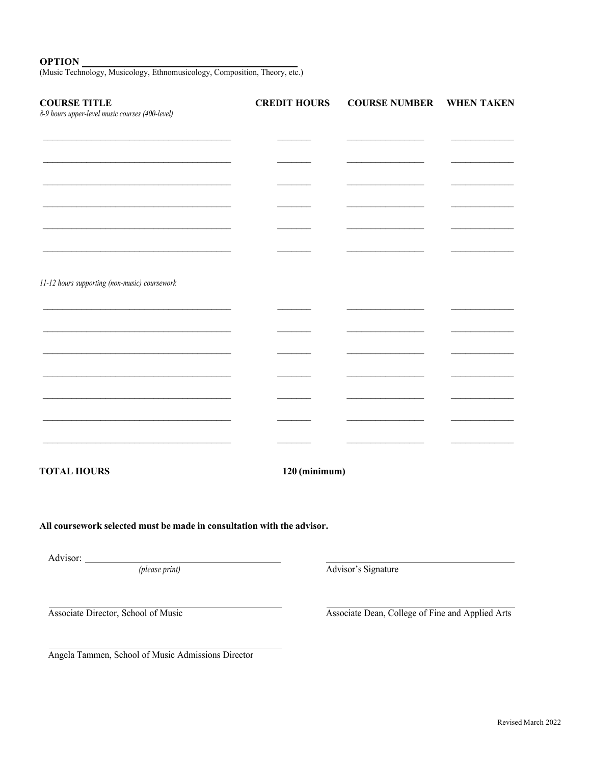**OPTION** \_\_\_\_\_\_\_\_\_\_\_\_\_\_\_\_\_\_\_\_\_\_\_\_\_\_\_\_\_\_\_\_\_\_\_\_\_\_\_\_\_\_
(Music Technology, Musicology, Ethnomusicology, Composition, Theory, etc.)

| **COURSE TITLE** | **CREDIT HOURS** | **COURSE NUMBER** | **WHEN TAKEN** |
|---|---|---|---|
| *8-9 hours upper-level music courses (400-level)* | | | |
| | | | |
| | | | |
| | | | |
| | | | |
| | | | |
| | | | |
| *11-12 hours supporting (non-music) coursework* | | | |
| | | | |
| | | | |
| | | | |
| | | | |
| | | | |
| | | | |
| | | | |
| **TOTAL HOURS** | **120 (minimum)** | | |

**All coursework selected must be made in consultation with the advisor.**

Advisor: \_\_\_\_\_\_\_\_\_\_\_\_\_\_\_\_\_\_\_\_\_\_\_\_\_\_\_\_\_\_\_\_
*(please print)*

\_\_\_\_\_\_\_\_\_\_\_\_\_\_\_\_\_\_\_\_\_\_\_\_\_\_\_\_\_\_\_\_
Advisor's Signature

\_\_\_\_\_\_\_\_\_\_\_\_\_\_\_\_\_\_\_\_\_\_\_\_\_\_\_\_\_\_\_\_
Associate Director, School of Music

\_\_\_\_\_\_\_\_\_\_\_\_\_\_\_\_\_\_\_\_\_\_\_\_\_\_\_\_\_\_\_\_
Associate Dean, College of Fine and Applied Arts

\_\_\_\_\_\_\_\_\_\_\_\_\_\_\_\_\_\_\_\_\_\_\_\_\_\_\_\_\_\_\_\_
Angela Tammen, School of Music Admissions Director

Revised March 2022